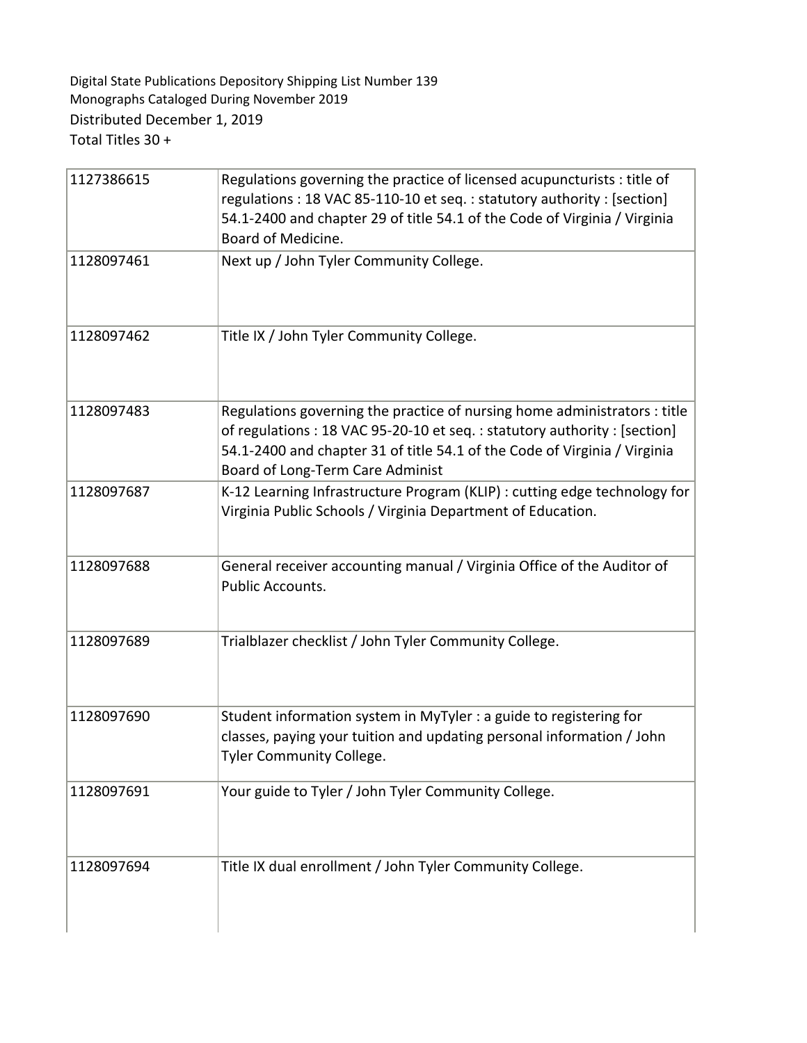Digital State Publications Depository Shipping List Number 139
Monographs Cataloged During November 2019
Distributed December 1, 2019
Total Titles 30 +

| | |
|---|---|
| 1127386615 | Regulations governing the practice of licensed acupuncturists : title of regulations : 18 VAC 85-110-10 et seq. : statutory authority : [section] 54.1-2400 and chapter 29 of title 54.1 of the Code of Virginia / Virginia Board of Medicine. |
| 1128097461 | Next up / John Tyler Community College. |
| 1128097462 | Title IX / John Tyler Community College. |
| 1128097483 | Regulations governing the practice of nursing home administrators : title of regulations : 18 VAC 95-20-10 et seq. : statutory authority : [section] 54.1-2400 and chapter 31 of title 54.1 of the Code of Virginia / Virginia Board of Long-Term Care Administ |
| 1128097687 | K-12 Learning Infrastructure Program (KLIP) : cutting edge technology for Virginia Public Schools / Virginia Department of Education. |
| 1128097688 | General receiver accounting manual / Virginia Office of the Auditor of Public Accounts. |
| 1128097689 | Trialblazer checklist / John Tyler Community College. |
| 1128097690 | Student information system in MyTyler : a guide to registering for classes, paying your tuition and updating personal information / John Tyler Community College. |
| 1128097691 | Your guide to Tyler / John Tyler Community College. |
| 1128097694 | Title IX dual enrollment / John Tyler Community College. |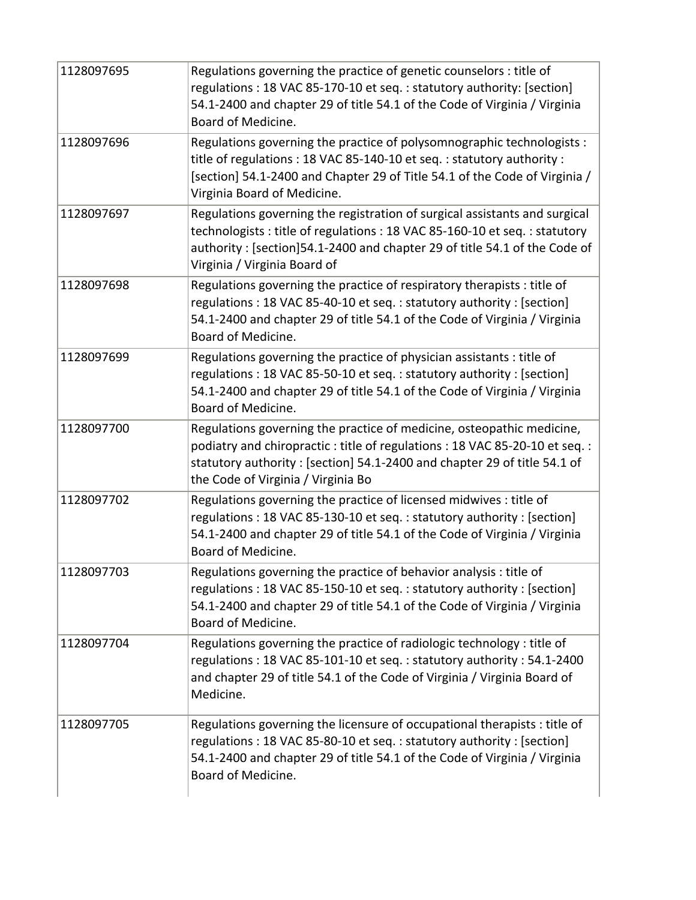| | |
|---|---|
| 1128097695 | Regulations governing the practice of genetic counselors : title of regulations : 18 VAC 85-170-10 et seq. : statutory authority: [section] 54.1-2400 and chapter 29 of title 54.1 of the Code of Virginia / Virginia Board of Medicine. |
| 1128097696 | Regulations governing the practice of polysomnographic technologists : title of regulations : 18 VAC 85-140-10 et seq. : statutory authority : [section] 54.1-2400 and Chapter 29 of Title 54.1 of the Code of Virginia / Virginia Board of Medicine. |
| 1128097697 | Regulations governing the registration of surgical assistants and surgical technologists : title of regulations : 18 VAC 85-160-10 et seq. : statutory authority : [section]54.1-2400 and chapter 29 of title 54.1 of the Code of Virginia / Virginia Board of |
| 1128097698 | Regulations governing the practice of respiratory therapists : title of regulations : 18 VAC 85-40-10 et seq. : statutory authority : [section] 54.1-2400 and chapter 29 of title 54.1 of the Code of Virginia / Virginia Board of Medicine. |
| 1128097699 | Regulations governing the practice of physician assistants : title of regulations : 18 VAC 85-50-10 et seq. : statutory authority : [section] 54.1-2400 and chapter 29 of title 54.1 of the Code of Virginia / Virginia Board of Medicine. |
| 1128097700 | Regulations governing the practice of medicine, osteopathic medicine, podiatry and chiropractic : title of regulations : 18 VAC 85-20-10 et seq. : statutory authority : [section] 54.1-2400 and chapter 29 of title 54.1 of the Code of Virginia / Virginia Bo |
| 1128097702 | Regulations governing the practice of licensed midwives : title of regulations : 18 VAC 85-130-10 et seq. : statutory authority : [section] 54.1-2400 and chapter 29 of title 54.1 of the Code of Virginia / Virginia Board of Medicine. |
| 1128097703 | Regulations governing the practice of behavior analysis : title of regulations : 18 VAC 85-150-10 et seq. : statutory authority : [section] 54.1-2400 and chapter 29 of title 54.1 of the Code of Virginia / Virginia Board of Medicine. |
| 1128097704 | Regulations governing the practice of radiologic technology : title of regulations : 18 VAC 85-101-10 et seq. : statutory authority : 54.1-2400 and chapter 29 of title 54.1 of the Code of Virginia / Virginia Board of Medicine. |
| 1128097705 | Regulations governing the licensure of occupational therapists : title of regulations : 18 VAC 85-80-10 et seq. : statutory authority : [section] 54.1-2400 and chapter 29 of title 54.1 of the Code of Virginia / Virginia Board of Medicine. |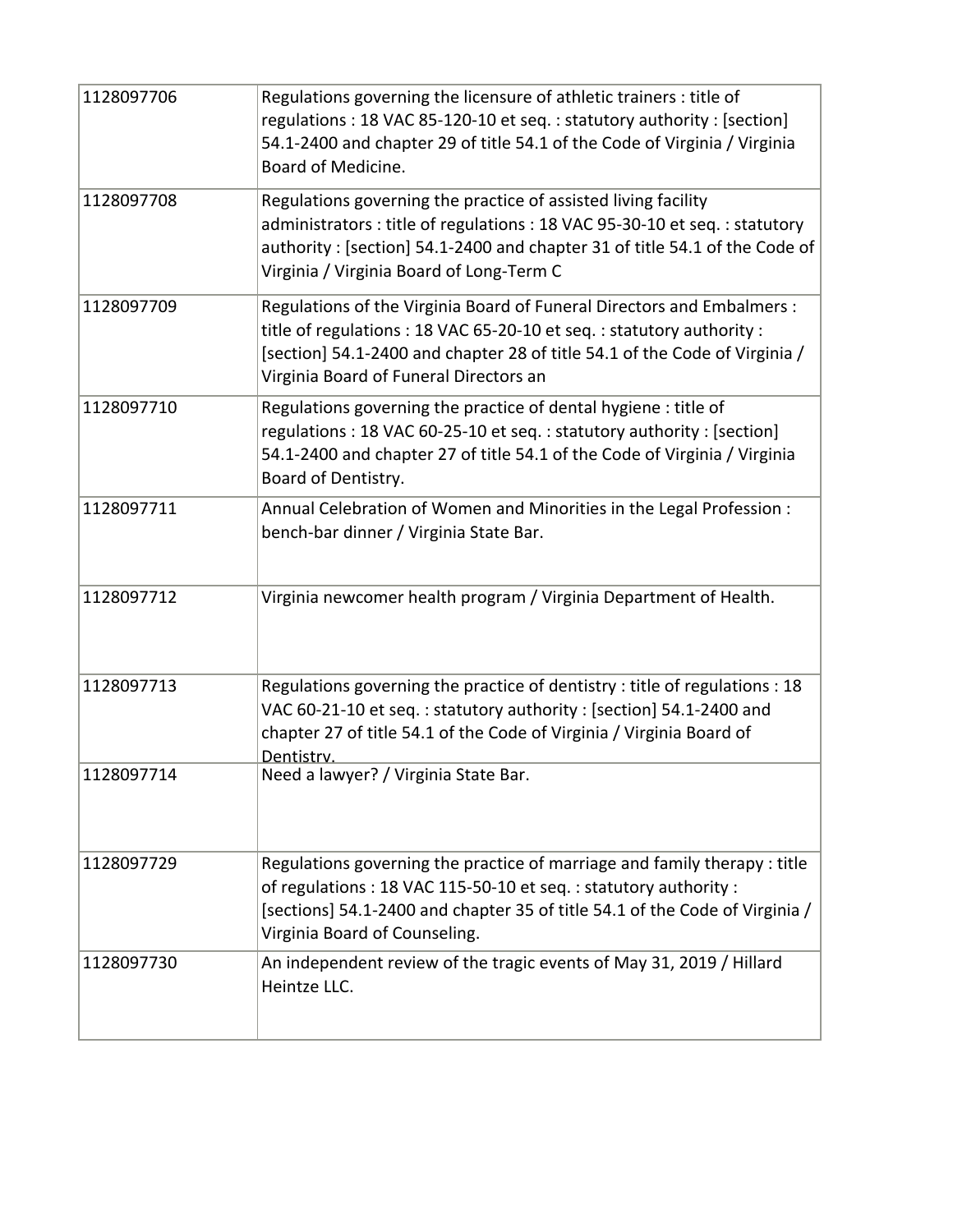| | |
|---|---|
| 1128097706 | Regulations governing the licensure of athletic trainers : title of regulations : 18 VAC 85-120-10 et seq. : statutory authority : [section] 54.1-2400 and chapter 29 of title 54.1 of the Code of Virginia / Virginia Board of Medicine. |
| 1128097708 | Regulations governing the practice of assisted living facility administrators : title of regulations : 18 VAC 95-30-10 et seq. : statutory authority : [section] 54.1-2400 and chapter 31 of title 54.1 of the Code of Virginia / Virginia Board of Long-Term C |
| 1128097709 | Regulations of the Virginia Board of Funeral Directors and Embalmers : title of regulations : 18 VAC 65-20-10 et seq. : statutory authority : [section] 54.1-2400 and chapter 28 of title 54.1 of the Code of Virginia / Virginia Board of Funeral Directors an |
| 1128097710 | Regulations governing the practice of dental hygiene : title of regulations : 18 VAC 60-25-10 et seq. : statutory authority : [section] 54.1-2400 and chapter 27 of title 54.1 of the Code of Virginia / Virginia Board of Dentistry. |
| 1128097711 | Annual Celebration of Women and Minorities in the Legal Profession : bench-bar dinner / Virginia State Bar. |
| 1128097712 | Virginia newcomer health program / Virginia Department of Health. |
| 1128097713 | Regulations governing the practice of dentistry : title of regulations : 18 VAC 60-21-10 et seq. : statutory authority : [section] 54.1-2400 and chapter 27 of title 54.1 of the Code of Virginia / Virginia Board of Dentistry. |
| 1128097714 | Need a lawyer? / Virginia State Bar. |
| 1128097729 | Regulations governing the practice of marriage and family therapy : title of regulations : 18 VAC 115-50-10 et seq. : statutory authority : [sections] 54.1-2400 and chapter 35 of title 54.1 of the Code of Virginia / Virginia Board of Counseling. |
| 1128097730 | An independent review of the tragic events of May 31, 2019 / Hillard Heintze LLC. |